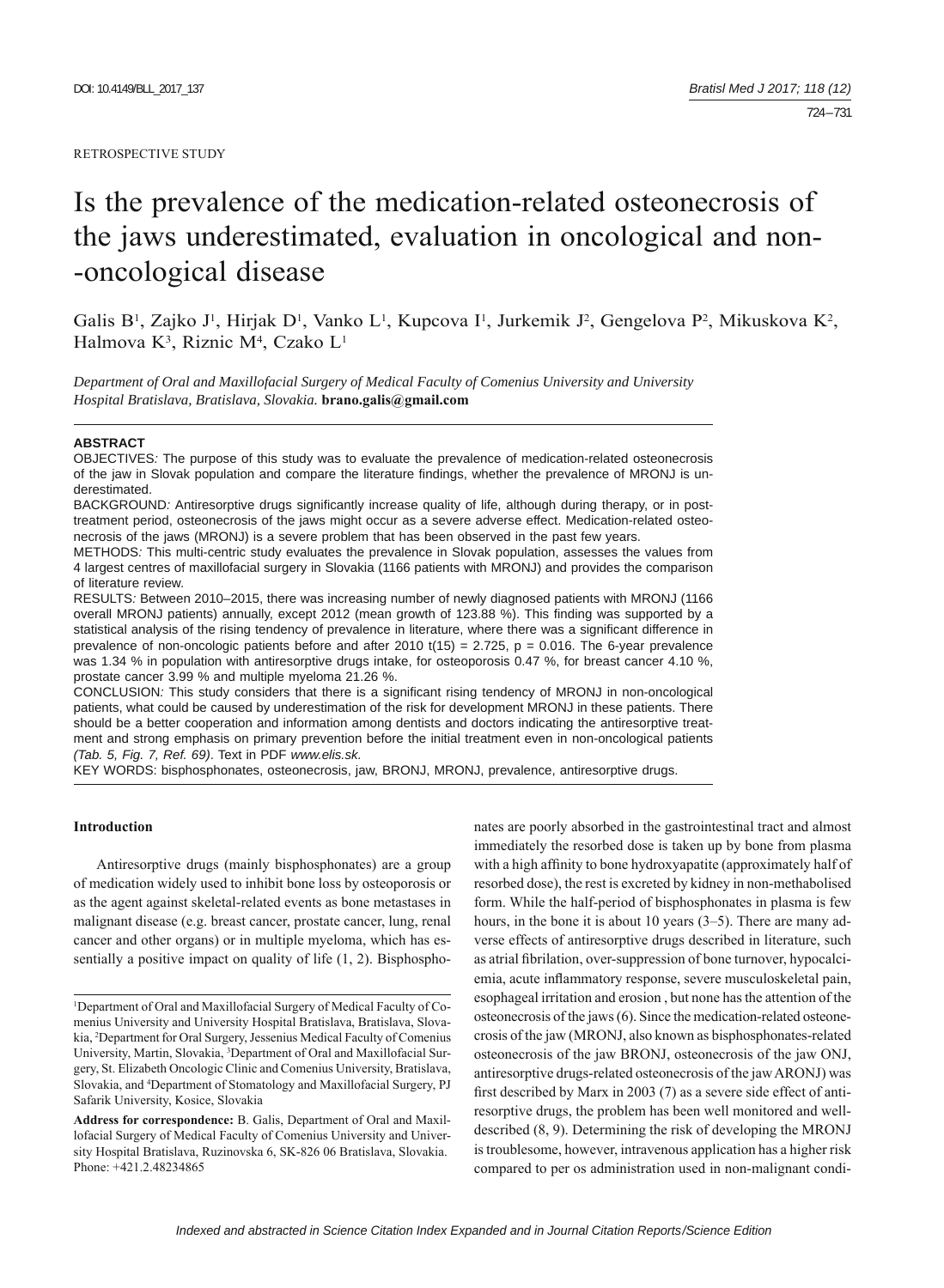RETROSPECTIVE STUDY

# Is the prevalence of the medication-related osteonecrosis of the jaws underestimated, evaluation in oncological and non--oncological disease

Galis B[1], Zajko J[1], Hirjak D[1], Vanko L[1], Kupcova I[1], Jurkemik J[2], Gengelova P[2], Mikuskova K[2], Halmova K[3], Riznic M[4], Czako L[1]

*Department of Oral and Maxillofacial Surgery of Medical Faculty of Comenius University and University Hospital Bratislava, Bratislava, Slovakia.* **brano.galis@gmail.com**

**ABSTRACT**

OBJECTIVES*:* The purpose of this study was to evaluate the prevalence of medication-related osteonecrosis of the jaw in Slovak population and compare the literature findings, whether the prevalence of MRONJ is underestimated.

BACKGROUND*:* Antiresorptive drugs significantly increase quality of life, although during therapy, or in post-treatment period, osteonecrosis of the jaws might occur as a severe adverse effect. Medication-related osteonecrosis of the jaws (MRONJ) is a severe problem that has been observed in the past few years.

METHODS*:* This multi-centric study evaluates the prevalence in Slovak population, assesses the values from 4 largest centres of maxillofacial surgery in Slovakia (1166 patients with MRONJ) and provides the comparison of literature review.

RESULTS*:* Between 2010–2015, there was increasing number of newly diagnosed patients with MRONJ (1166 overall MRONJ patients) annually, except 2012 (mean growth of 123.88 %). This finding was supported by a statistical analysis of the rising tendency of prevalence in literature, where there was a significant difference in prevalence of non-oncologic patients before and after 2010 $t(15) = 2.725$, $p = 0.016$. The 6-year prevalence was 1.34 % in population with antiresorptive drugs intake, for osteoporosis 0.47 %, for breast cancer 4.10 %, prostate cancer 3.99 % and multiple myeloma 21.26 %.

CONCLUSION*:* This study considers that there is a significant rising tendency of MRONJ in non-oncological patients, what could be caused by underestimation of the risk for development MRONJ in these patients. There should be a better cooperation and information among dentists and doctors indicating the antiresorptive treatment and strong emphasis on primary prevention before the initial treatment even in non-oncological patients *(Tab. 5, Fig. 7, Ref. 69)*. Text in PDF *www.elis.sk.*

KEY WORDS: bisphosphonates, osteonecrosis, jaw, BRONJ, MRONJ, prevalence, antiresorptive drugs.

## Introduction

Antiresorptive drugs (mainly bisphosphonates) are a group of medication widely used to inhibit bone loss by osteoporosis or as the agent against skeletal-related events as bone metastases in malignant disease (e.g. breast cancer, prostate cancer, lung, renal cancer and other organs) or in multiple myeloma, which has essentially a positive impact on quality of life (1, 2). Bisphosphonates are poorly absorbed in the gastrointestinal tract and almost immediately the resorbed dose is taken up by bone from plasma with a high affinity to bone hydroxyapatite (approximately half of resorbed dose), the rest is excreted by kidney in non-methabolised form. While the half-period of bisphosphonates in plasma is few hours, in the bone it is about 10 years (3–5). There are many adverse effects of antiresorptive drugs described in literature, such as atrial fibrilation, over-suppression of bone turnover, hypocalciemia, acute inflammatory response, severe musculoskeletal pain, esophageal irritation and erosion , but none has the attention of the osteonecrosis of the jaws (6). Since the medication-related osteonecrosis of the jaw (MRONJ, also known as bisphosphonates-related osteonecrosis of the jaw BRONJ, osteonecrosis of the jaw ONJ, antiresorptive drugs-related osteonecrosis of the jaw ARONJ) was first described by Marx in 2003 (7) as a severe side effect of antiresorptive drugs, the problem has been well monitored and well-described (8, 9). Determining the risk of developing the MRONJ is troublesome, however, intravenous application has a higher risk compared to per os administration used in non-malignant condi-

[1]Department of Oral and Maxillofacial Surgery of Medical Faculty of Comenius University and University Hospital Bratislava, Bratislava, Slovakia, [2]Department for Oral Surgery, Jessenius Medical Faculty of Comenius University, Martin, Slovakia, [3]Department of Oral and Maxillofacial Surgery, St. Elizabeth Oncologic Clinic and Comenius University, Bratislava, Slovakia, and [4]Department of Stomatology and Maxillofacial Surgery, PJ Safarik University, Kosice, Slovakia

**Address for correspondence:** B. Galis, Department of Oral and Maxillofacial Surgery of Medical Faculty of Comenius University and University Hospital Bratislava, Ruzinovska 6, SK-826 06 Bratislava, Slovakia. Phone: +421.2.48234865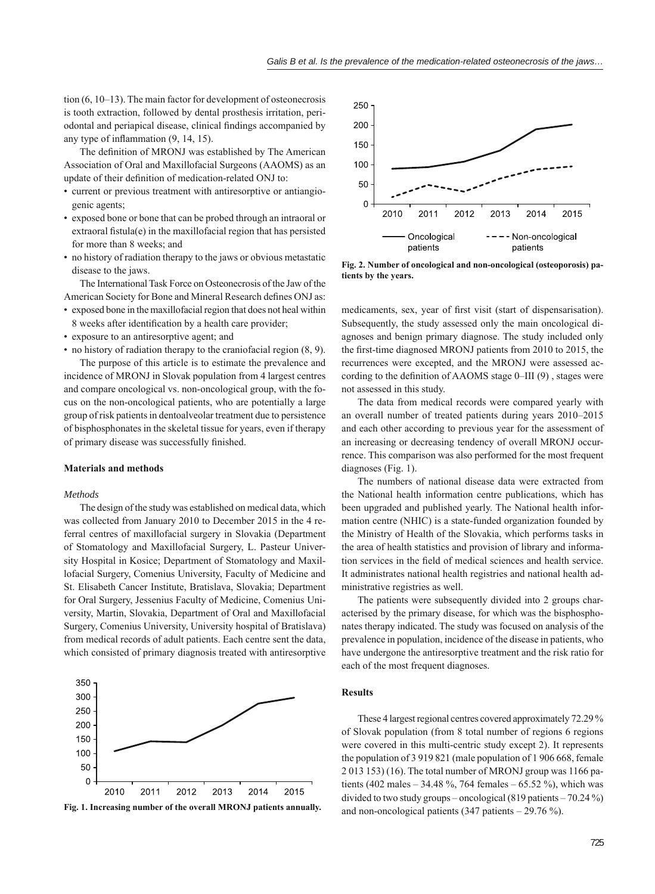tion (6, 10–13). The main factor for development of osteonecrosis is tooth extraction, followed by dental prosthesis irritation, periodontal and periapical disease, clinical findings accompanied by any type of inflammation (9, 14, 15).

The definition of MRONJ was established by The American Association of Oral and Maxillofacial Surgeons (AAOMS) as an update of their definition of medication-related ONJ to:

- current or previous treatment with antiresorptive or antiangiogenic agents;
- exposed bone or bone that can be probed through an intraoral or extraoral fistula(e) in the maxillofacial region that has persisted for more than 8 weeks; and
- no history of radiation therapy to the jaws or obvious metastatic disease to the jaws.

The International Task Force on Osteonecrosis of the Jaw of the American Society for Bone and Mineral Research defines ONJ as:

- exposed bone in the maxillofacial region that does not heal within 8 weeks after identification by a health care provider;
- exposure to an antiresorptive agent; and
- no history of radiation therapy to the craniofacial region (8, 9).

The purpose of this article is to estimate the prevalence and incidence of MRONJ in Slovak population from 4 largest centres and compare oncological vs. non-oncological group, with the focus on the non-oncological patients, who are potentially a large group of risk patients in dentoalveolar treatment due to persistence of bisphosphonates in the skeletal tissue for years, even if therapy of primary disease was successfully finished.

## Materials and methods

*Methods*

The design of the study was established on medical data, which was collected from January 2010 to December 2015 in the 4 referral centres of maxillofacial surgery in Slovakia (Department of Stomatology and Maxillofacial Surgery, L. Pasteur University Hospital in Kosice; Department of Stomatology and Maxillofacial Surgery, Comenius University, Faculty of Medicine and St. Elisabeth Cancer Institute, Bratislava, Slovakia; Department for Oral Surgery, Jessenius Faculty of Medicine, Comenius University, Martin, Slovakia, Department of Oral and Maxillofacial Surgery, Comenius University, University hospital of Bratislava) from medical records of adult patients. Each centre sent the data, which consisted of primary diagnosis treated with antiresorptive medicaments, sex, year of first visit (start of dispensarisation). Subsequently, the study assessed only the main oncological diagnoses and benign primary diagnose. The study included only the first-time diagnosed MRONJ patients from 2010 to 2015, the recurrences were excepted, and the MRONJ were assessed according to the definition of AAOMS stage 0–III (9) , stages were not assessed in this study.

The data from medical records were compared yearly with an overall number of treated patients during years 2010–2015 and each other according to previous year for the assessment of an increasing or decreasing tendency of overall MRONJ occurrence. This comparison was also performed for the most frequent diagnoses (Fig. 1).

**Fig. 1. Increasing number of the overall MRONJ patients annually.**

**Fig. 2. Number of oncological and non-oncological (osteoporosis) patients by the years.**

The numbers of national disease data were extracted from the National health information centre publications, which has been upgraded and published yearly. The National health information centre (NHIC) is a state-funded organization founded by the Ministry of Health of the Slovakia, which performs tasks in the area of health statistics and provision of library and information services in the field of medical sciences and health service. It administrates national health registries and national health administrative registries as well.

The patients were subsequently divided into 2 groups characterised by the primary disease, for which was the bisphosphonates therapy indicated. The study was focused on analysis of the prevalence in population, incidence of the disease in patients, who have undergone the antiresorptive treatment and the risk ratio for each of the most frequent diagnoses.

## Results

These 4 largest regional centres covered approximately 72.29 % of Slovak population (from 8 total number of regions 6 regions were covered in this multi-centric study except 2). It represents the population of 3 919 821 (male population of 1 906 668, female 2 013 153) (16). The total number of MRONJ group was 1166 patients (402 males – 34.48 %, 764 females – 65.52 %), which was divided to two study groups – oncological (819 patients – 70.24 %) and non-oncological patients (347 patients – 29.76 %).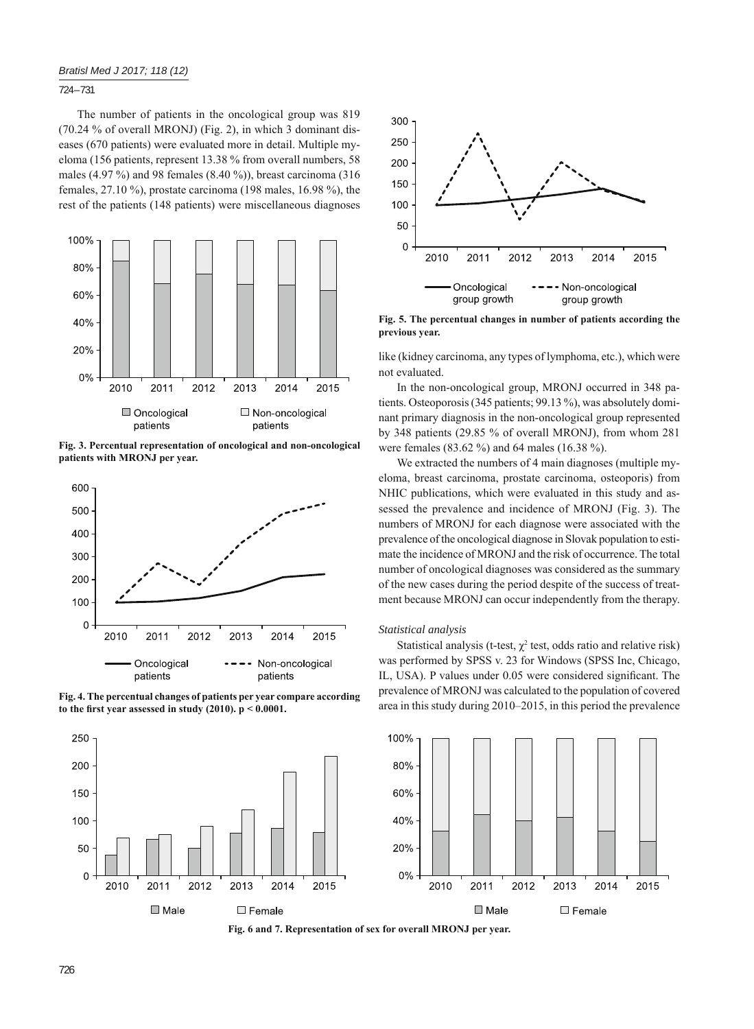The number of patients in the oncological group was 819 (70.24 % of overall MRONJ) (Fig. 2), in which 3 dominant diseases (670 patients) were evaluated more in detail. Multiple myeloma (156 patients, represent 13.38 % from overall numbers, 58 males (4.97 %) and 98 females (8.40 %)), breast carcinoma (316 females, 27.10 %), prostate carcinoma (198 males, 16.98 %), the rest of the patients (148 patients) were miscellaneous diagnoses like (kidney carcinoma, any types of lymphoma, etc.), which were not evaluated.

**Fig. 3. Percentual representation of oncological and non-oncological patients with MRONJ per year.**

**Fig. 4. The percentual changes of patients per year compare according to the first year assessed in study (2010). p < 0.0001.**

**Fig. 5. The percentual changes in number of patients according the previous year.**

In the non-oncological group, MRONJ occurred in 348 patients. Osteoporosis (345 patients; 99.13 %), was absolutely dominant primary diagnosis in the non-oncological group represented by 348 patients (29.85 % of overall MRONJ), from whom 281 were females (83.62 %) and 64 males (16.38 %).

We extracted the numbers of 4 main diagnoses (multiple myeloma, breast carcinoma, prostate carcinoma, osteoporis) from NHIC publications, which were evaluated in this study and assessed the prevalence and incidence of MRONJ (Fig. 3). The numbers of MRONJ for each diagnose were associated with the prevalence of the oncological diagnose in Slovak population to estimate the incidence of MRONJ and the risk of occurrence. The total number of oncological diagnoses was considered as the summary of the new cases during the period despite of the success of treatment because MRONJ can occur independently from the therapy.

### *Statistical analysis*

Statistical analysis (t-test, $\chi^2$ test, odds ratio and relative risk) was performed by SPSS v. 23 for Windows (SPSS Inc, Chicago, IL, USA). P values under 0.05 were considered significant. The prevalence of MRONJ was calculated to the population of covered area in this study during 2010–2015, in this period the prevalence

**Fig. 6 and 7. Representation of sex for overall MRONJ per year.**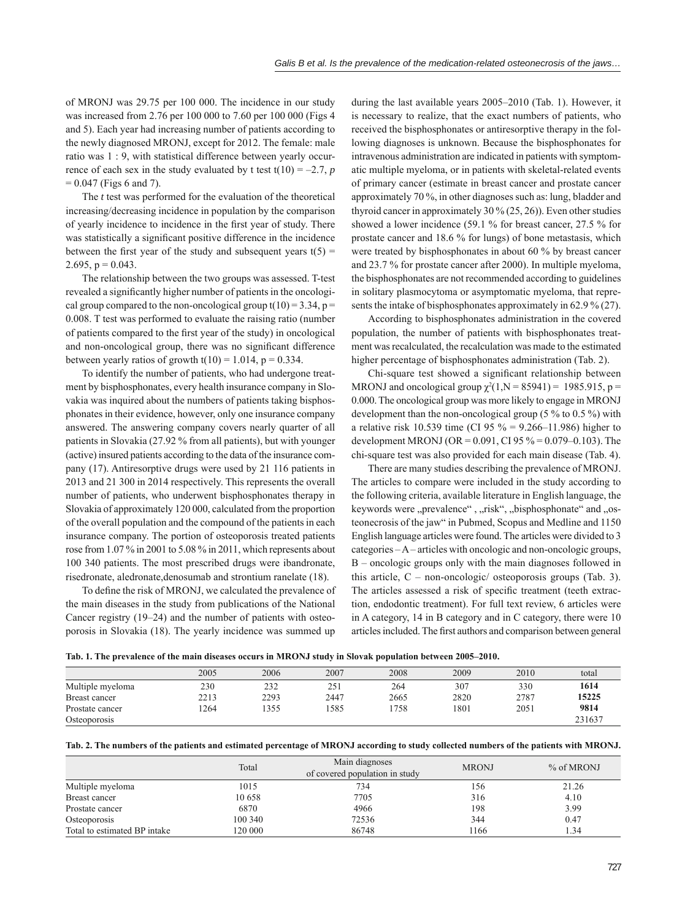of MRONJ was 29.75 per 100 000. The incidence in our study was increased from 2.76 per 100 000 to 7.60 per 100 000 (Figs 4 and 5). Each year had increasing number of patients according to the newly diagnosed MRONJ, except for 2012. The female: male ratio was 1 : 9, with statistical difference between yearly occurrence of each sex in the study evaluated by t test $t(10) = -2.7$, $p = 0.047$ (Figs 6 and 7).

The *t* test was performed for the evaluation of the theoretical increasing/decreasing incidence in population by the comparison of yearly incidence to incidence in the first year of study. There was statistically a significant positive difference in the incidence between the first year of the study and subsequent years $t(5) = 2.695$, $p = 0.043$.

The relationship between the two groups was assessed. T-test revealed a significantly higher number of patients in the oncological group compared to the non-oncological group $t(10) = 3.34$, $p = 0.008$. T test was performed to evaluate the raising ratio (number of patients compared to the first year of the study) in oncological and non-oncological group, there was no significant difference between yearly ratios of growth $t(10) = 1.014$, $p = 0.334$.

To identify the number of patients, who had undergone treatment by bisphosphonates, every health insurance company in Slovakia was inquired about the numbers of patients taking bisphosphonates in their evidence, however, only one insurance company answered. The answering company covers nearly quarter of all patients in Slovakia (27.92 % from all patients), but with younger (active) insured patients according to the data of the insurance company (17). Antiresorptive drugs were used by 21 116 patients in 2013 and 21 300 in 2014 respectively. This represents the overall number of patients, who underwent bisphosphonates therapy in Slovakia of approximately 120 000, calculated from the proportion of the overall population and the compound of the patients in each insurance company. The portion of osteoporosis treated patients rose from 1.07 % in 2001 to 5.08 % in 2011, which represents about 100 340 patients. The most prescribed drugs were ibandronate, risedronate, aledronate,denosumab and strontium ranelate (18).

To define the risk of MRONJ, we calculated the prevalence of the main diseases in the study from publications of the National Cancer registry (19–24) and the number of patients with osteoporosis in Slovakia (18). The yearly incidence was summed up during the last available years 2005–2010 (Tab. 1). However, it is necessary to realize, that the exact numbers of patients, who received the bisphosphonates or antiresorptive therapy in the following diagnoses is unknown. Because the bisphosphonates for intravenous administration are indicated in patients with symptomatic multiple myeloma, or in patients with skeletal-related events of primary cancer (estimate in breast cancer and prostate cancer approximately 70 %, in other diagnoses such as: lung, bladder and thyroid cancer in approximately 30 % (25, 26)). Even other studies showed a lower incidence (59.1 % for breast cancer, 27.5 % for prostate cancer and 18.6 % for lungs) of bone metastasis, which were treated by bisphosphonates in about 60 % by breast cancer and 23.7 % for prostate cancer after 2000). In multiple myeloma, the bisphosphonates are not recommended according to guidelines in solitary plasmocytoma or asymptomatic myeloma, that represents the intake of bisphosphonates approximately in 62.9 % (27).

According to bisphosphonates administration in the covered population, the number of patients with bisphosphonates treatment was recalculated, the recalculation was made to the estimated higher percentage of bisphosphonates administration (Tab. 2).

Chi-square test showed a significant relationship between MRONJ and oncological group $\chi^2(1,N = 85941) = 1985.915$, $p = 0.000$. The oncological group was more likely to engage in MRONJ development than the non-oncological group (5 % to 0.5 %) with a relative risk 10.539 time (CI 95 % = 9.266–11.986) higher to development MRONJ (OR = 0.091, CI 95 % = 0.079–0.103). The chi-square test was also provided for each main disease (Tab. 4).

There are many studies describing the prevalence of MRONJ. The articles to compare were included in the study according to the following criteria, available literature in English language, the keywords were „prevalence" , „risk", „bisphosphonate" and „osteonecrosis of the jaw" in Pubmed, Scopus and Medline and 1150 English language articles were found. The articles were divided to 3 categories – A – articles with oncologic and non-oncologic groups, B – oncologic groups only with the main diagnoses followed in this article, C – non-oncologic/ osteoporosis groups (Tab. 3). The articles assessed a risk of specific treatment (teeth extraction, endodontic treatment). For full text review, 6 articles were in A category, 14 in B category and in C category, there were 10 articles included. The first authors and comparison between general

**Tab. 1. The prevalence of the main diseases occurs in MRONJ study in Slovak population between 2005–2010.**

| | 2005 | 2006 | 2007 | 2008 | 2009 | 2010 | total |
|---|---|---|---|---|---|---|---|
| Multiple myeloma | 230 | 232 | 251 | 264 | 307 | 330 | **1614** |
| Breast cancer | 2213 | 2293 | 2447 | 2665 | 2820 | 2787 | **15225** |
| Prostate cancer | 1264 | 1355 | 1585 | 1758 | 1801 | 2051 | **9814** |
| Osteoporosis | | | | | | | 231637 |

**Tab. 2. The numbers of the patients and estimated percentage of MRONJ according to study collected numbers of the patients with MRONJ.**

| | Total | Main diagnoses of covered population in study | MRONJ | % of MRONJ |
|---|---|---|---|---|
| Multiple myeloma | 1015 | 734 | 156 | 21.26 |
| Breast cancer | 10 658 | 7705 | 316 | 4.10 |
| Prostate cancer | 6870 | 4966 | 198 | 3.99 |
| Osteoporosis | 100 340 | 72536 | 344 | 0.47 |
| Total to estimated BP intake | 120 000 | 86748 | 1166 | 1.34 |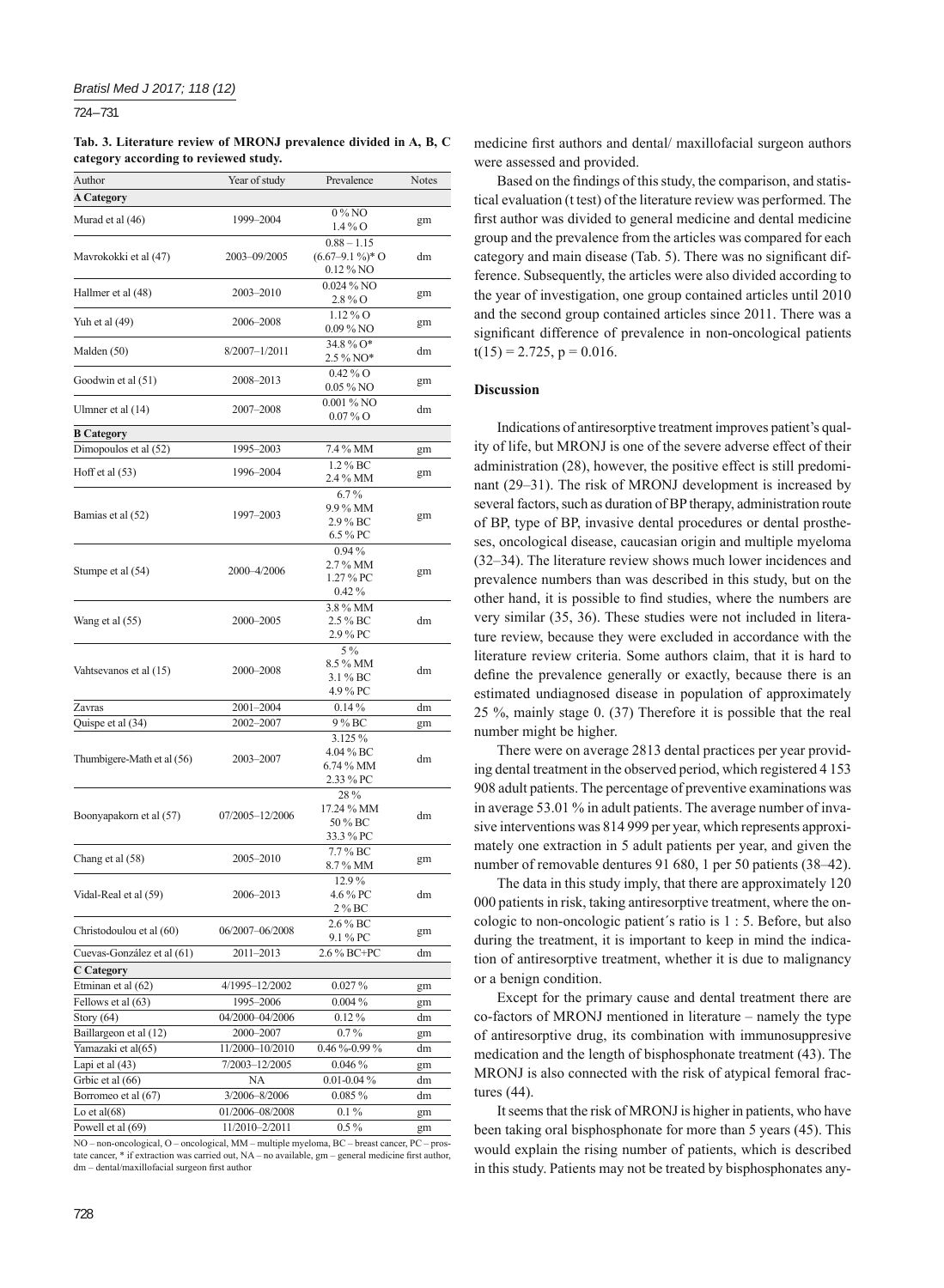**Tab. 3. Literature review of MRONJ prevalence divided in A, B, C category according to reviewed study.**

| Author | Year of study | Prevalence | Notes |
|---|---|---|---|
| **A Category** | | | |
| Murad et al (46) | 1999–2004 | 0 % NO<br>1.4 % O | gm |
| Mavrokokki et al (47) | 2003–09/2005 | 0.88 – 1.15<br>(6.67–9.1 %)* O<br>0.12 % NO | dm |
| Hallmer et al (48) | 2003–2010 | 0.024 % NO<br>2.8 % O | gm |
| Yuh et al (49) | 2006–2008 | 1.12 % O<br>0.09 % NO | gm |
| Malden (50) | 8/2007–1/2011 | 34.8 % O*<br>2.5 % NO* | dm |
| Goodwin et al (51) | 2008–2013 | 0.42 % O<br>0.05 % NO | gm |
| Ulmner et al (14) | 2007–2008 | 0.001 % NO<br>0.07 % O | dm |
| **B Category** | | | |
| Dimopoulos et al (52) | 1995–2003 | 7.4 % MM | gm |
| Hoff et al (53) | 1996–2004 | 1.2 % BC<br>2.4 % MM | gm |
| Bamias et al (52) | 1997–2003 | 6.7 %<br>9.9 % MM<br>2.9 % BC<br>6.5 % PC | gm |
| Stumpe et al (54) | 2000–4/2006 | 0.94 %<br>2.7 % MM<br>1.27 % PC<br>0.42 % | gm |
| Wang et al (55) | 2000–2005 | 3.8 % MM<br>2.5 % BC<br>2.9 % PC | dm |
| Vahtsevanos et al (15) | 2000–2008 | 5 %<br>8.5 % MM<br>3.1 % BC<br>4.9 % PC | dm |
| Zavras | 2001–2004 | 0.14 % | dm |
| Quispe et al (34) | 2002–2007 | 9 % BC | gm |
| Thumbigere-Math et al (56) | 2003–2007 | 3.125 %<br>4.04 % BC<br>6.74 % MM<br>2.33 % PC | dm |
| Boonyapakorn et al (57) | 07/2005–12/2006 | 28 %<br>17.24 % MM<br>50 % BC<br>33.3 % PC | dm |
| Chang et al (58) | 2005–2010 | 7.7 % BC<br>8.7 % MM | gm |
| Vidal-Real et al (59) | 2006–2013 | 12.9 %<br>4.6 % PC<br>2 % BC | dm |
| Christodoulou et al (60) | 06/2007–06/2008 | 2.6 % BC<br>9.1 % PC | gm |
| Cuevas-González et al (61) | 2011–2013 | 2.6 % BC+PC | dm |
| **C Category** | | | |
| Etminan et al (62) | 4/1995–12/2002 | 0.027 % | gm |
| Fellows et al (63) | 1995–2006 | 0.004 % | gm |
| Story (64) | 04/2000–04/2006 | 0.12 % | dm |
| Baillargeon et al (12) | 2000–2007 | 0.7 % | gm |
| Yamazaki et al(65) | 11/2000–10/2010 | 0.46 %-0.99 % | dm |
| Lapi et al (43) | 7/2003–12/2005 | 0.046 % | gm |
| Grbic et al (66) | NA | 0.01-0.04 % | dm |
| Borromeo et al (67) | 3/2006–8/2006 | 0.085 % | dm |
| Lo et al(68) | 01/2006–08/2008 | 0.1 % | gm |
| Powell et al (69) | 11/2010–2/2011 | 0.5 % | gm |

NO – non-oncological, O – oncological, MM – multiple myeloma, BC – breast cancer, PC – prostate cancer, * if extraction was carried out, NA – no available, gm – general medicine first author, dm – dental/maxillofacial surgeon first author

medicine first authors and dental/ maxillofacial surgeon authors were assessed and provided.

Based on the findings of this study, the comparison, and statistical evaluation (t test) of the literature review was performed. The first author was divided to general medicine and dental medicine group and the prevalence from the articles was compared for each category and main disease (Tab. 5). There was no significant difference. Subsequently, the articles were also divided according to the year of investigation, one group contained articles until 2010 and the second group contained articles since 2011. There was a significant difference of prevalence in non-oncological patients $t(15) = 2.725$, $p = 0.016$.

## Discussion

Indications of antiresorptive treatment improves patient's quality of life, but MRONJ is one of the severe adverse effect of their administration (28), however, the positive effect is still predominant (29–31). The risk of MRONJ development is increased by several factors, such as duration of BP therapy, administration route of BP, type of BP, invasive dental procedures or dental prostheses, oncological disease, caucasian origin and multiple myeloma (32–34). The literature review shows much lower incidences and prevalence numbers than was described in this study, but on the other hand, it is possible to find studies, where the numbers are very similar (35, 36). These studies were not included in literature review, because they were excluded in accordance with the literature review criteria. Some authors claim, that it is hard to define the prevalence generally or exactly, because there is an estimated undiagnosed disease in population of approximately 25 %, mainly stage 0. (37) Therefore it is possible that the real number might be higher.

There were on average 2813 dental practices per year providing dental treatment in the observed period, which registered 4 153 908 adult patients. The percentage of preventive examinations was in average 53.01 % in adult patients. The average number of invasive interventions was 814 999 per year, which represents approximately one extraction in 5 adult patients per year, and given the number of removable dentures 91 680, 1 per 50 patients (38–42).

The data in this study imply, that there are approximately 120 000 patients in risk, taking antiresorptive treatment, where the oncologic to non-oncologic patient´s ratio is 1 : 5. Before, but also during the treatment, it is important to keep in mind the indication of antiresorptive treatment, whether it is due to malignancy or a benign condition.

Except for the primary cause and dental treatment there are co-factors of MRONJ mentioned in literature – namely the type of antiresorptive drug, its combination with immunosuppresive medication and the length of bisphosphonate treatment (43). The MRONJ is also connected with the risk of atypical femoral fractures (44).

It seems that the risk of MRONJ is higher in patients, who have been taking oral bisphosphonate for more than 5 years (45). This would explain the rising number of patients, which is described in this study. Patients may not be treated by bisphosphonates any-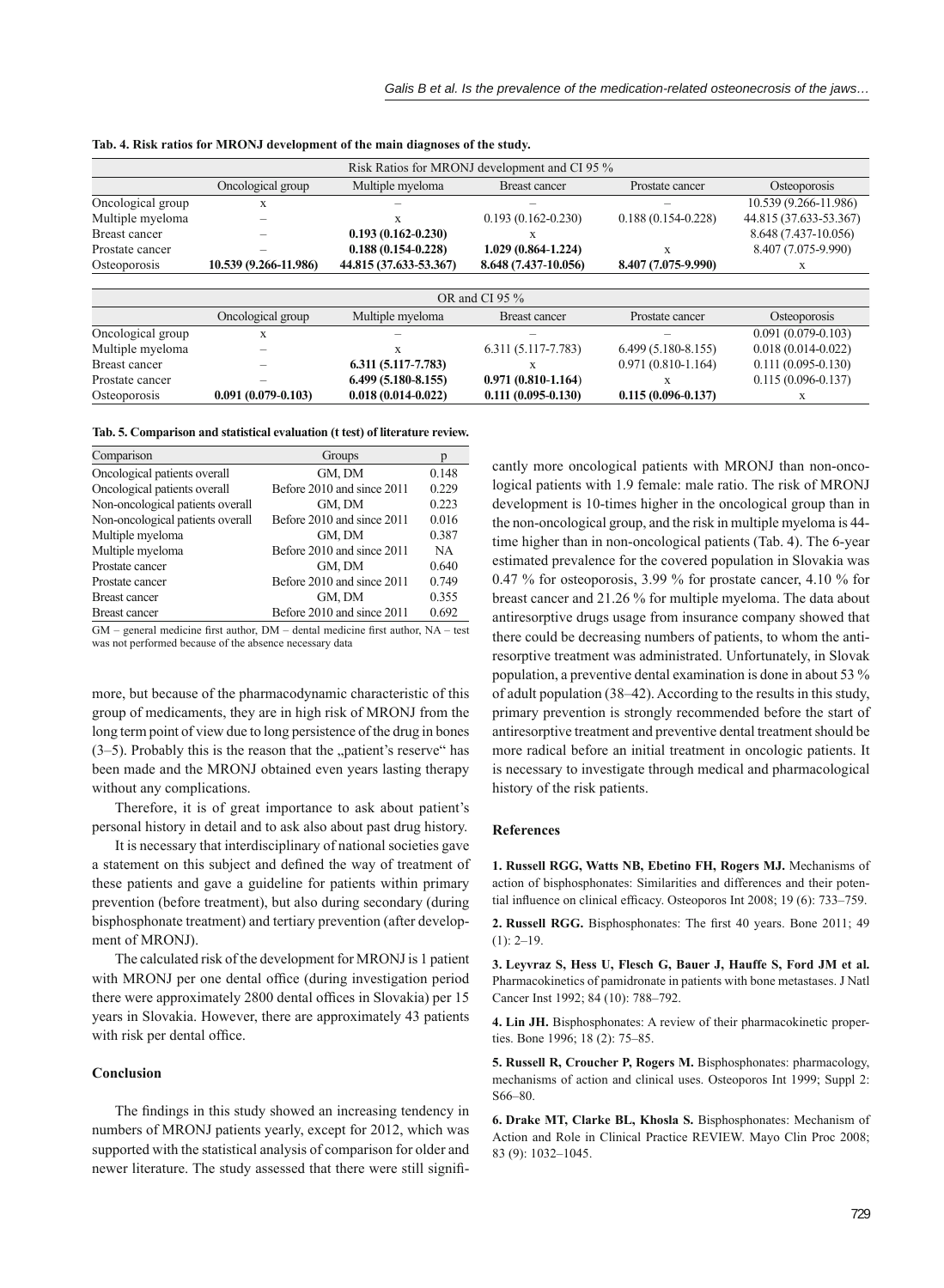**Tab. 4. Risk ratios for MRONJ development of the main diagnoses of the study.**

| Risk Ratios for MRONJ development and CI 95 % | | | | | |
|---|---|---|---|---|---|
| | Oncological group | Multiple myeloma | Breast cancer | Prostate cancer | Osteoporosis |
| Oncological group | x | – | – | – | 10.539 (9.266-11.986) |
| Multiple myeloma | – | x | 0.193 (0.162-0.230) | 0.188 (0.154-0.228) | 44.815 (37.633-53.367) |
| Breast cancer | – | **0.193 (0.162-0.230)** | x | | 8.648 (7.437-10.056) |
| Prostate cancer | – | **0.188 (0.154-0.228)** | **1.029 (0.864-1.224)** | x | 8.407 (7.075-9.990) |
| Osteoporosis | **10.539 (9.266-11.986)** | **44.815 (37.633-53.367)** | **8.648 (7.437-10.056)** | **8.407 (7.075-9.990)** | x |

| OR and CI 95 % | | | | | |
|---|---|---|---|---|---|
| | Oncological group | Multiple myeloma | Breast cancer | Prostate cancer | Osteoporosis |
| Oncological group | x | – | – | – | 0.091 (0.079-0.103) |
| Multiple myeloma | – | x | 6.311 (5.117-7.783) | 6.499 (5.180-8.155) | 0.018 (0.014-0.022) |
| Breast cancer | – | **6.311 (5.117-7.783)** | x | 0.971 (0.810-1.164) | 0.111 (0.095-0.130) |
| Prostate cancer | – | **6.499 (5.180-8.155)** | **0.971 (0.810-1.164)** | x | 0.115 (0.096-0.137) |
| Osteoporosis | **0.091 (0.079-0.103)** | **0.018 (0.014-0.022)** | **0.111 (0.095-0.130)** | **0.115 (0.096-0.137)** | x |

**Tab. 5. Comparison and statistical evaluation (t test) of literature review.**

| Comparison | Groups | p |
|---|---|---|
| Oncological patients overall | GM, DM | 0.148 |
| Oncological patients overall | Before 2010 and since 2011 | 0.229 |
| Non-oncological patients overall | GM, DM | 0.223 |
| Non-oncological patients overall | Before 2010 and since 2011 | 0.016 |
| Multiple myeloma | GM, DM | 0.387 |
| Multiple myeloma | Before 2010 and since 2011 | NA |
| Prostate cancer | GM, DM | 0.640 |
| Prostate cancer | Before 2010 and since 2011 | 0.749 |
| Breast cancer | GM, DM | 0.355 |
| Breast cancer | Before 2010 and since 2011 | 0.692 |

GM – general medicine first author, DM – dental medicine first author, NA – test was not performed because of the absence necessary data

more, but because of the pharmacodynamic characteristic of this group of medicaments, they are in high risk of MRONJ from the long term point of view due to long persistence of the drug in bones (3–5). Probably this is the reason that the „patient's reserve" has been made and the MRONJ obtained even years lasting therapy without any complications.

Therefore, it is of great importance to ask about patient's personal history in detail and to ask also about past drug history.

It is necessary that interdisciplinary of national societies gave a statement on this subject and defined the way of treatment of these patients and gave a guideline for patients within primary prevention (before treatment), but also during secondary (during bisphosphonate treatment) and tertiary prevention (after development of MRONJ).

The calculated risk of the development for MRONJ is 1 patient with MRONJ per one dental office (during investigation period there were approximately 2800 dental offices in Slovakia) per 15 years in Slovakia. However, there are approximately 43 patients with risk per dental office.

## Conclusion

The findings in this study showed an increasing tendency in numbers of MRONJ patients yearly, except for 2012, which was supported with the statistical analysis of comparison for older and newer literature. The study assessed that there were still significantly more oncological patients with MRONJ than non-oncological patients with 1.9 female: male ratio. The risk of MRONJ development is 10-times higher in the oncological group than in the non-oncological group, and the risk in multiple myeloma is 44-time higher than in non-oncological patients (Tab. 4). The 6-year estimated prevalence for the covered population in Slovakia was 0.47 % for osteoporosis, 3.99 % for prostate cancer, 4.10 % for breast cancer and 21.26 % for multiple myeloma. The data about antiresorptive drugs usage from insurance company showed that there could be decreasing numbers of patients, to whom the antiresorptive treatment was administrated. Unfortunately, in Slovak population, a preventive dental examination is done in about 53 % of adult population (38–42). According to the results in this study, primary prevention is strongly recommended before the start of antiresorptive treatment and preventive dental treatment should be more radical before an initial treatment in oncologic patients. It is necessary to investigate through medical and pharmacological history of the risk patients.

## References

**1. Russell RGG, Watts NB, Ebetino FH, Rogers MJ.** Mechanisms of action of bisphosphonates: Similarities and differences and their potential influence on clinical efficacy. Osteoporos Int 2008; 19 (6): 733–759.

**2. Russell RGG.** Bisphosphonates: The first 40 years. Bone 2011; 49 (1): 2–19.

**3. Leyvraz S, Hess U, Flesch G, Bauer J, Hauffe S, Ford JM et al.** Pharmacokinetics of pamidronate in patients with bone metastases. J Natl Cancer Inst 1992; 84 (10): 788–792.

**4. Lin JH.** Bisphosphonates: A review of their pharmacokinetic properties. Bone 1996; 18 (2): 75–85.

**5. Russell R, Croucher P, Rogers M.** Bisphosphonates: pharmacology, mechanisms of action and clinical uses. Osteoporos Int 1999; Suppl 2: S66–80.

**6. Drake MT, Clarke BL, Khosla S.** Bisphosphonates: Mechanism of Action and Role in Clinical Practice REVIEW. Mayo Clin Proc 2008; 83 (9): 1032–1045.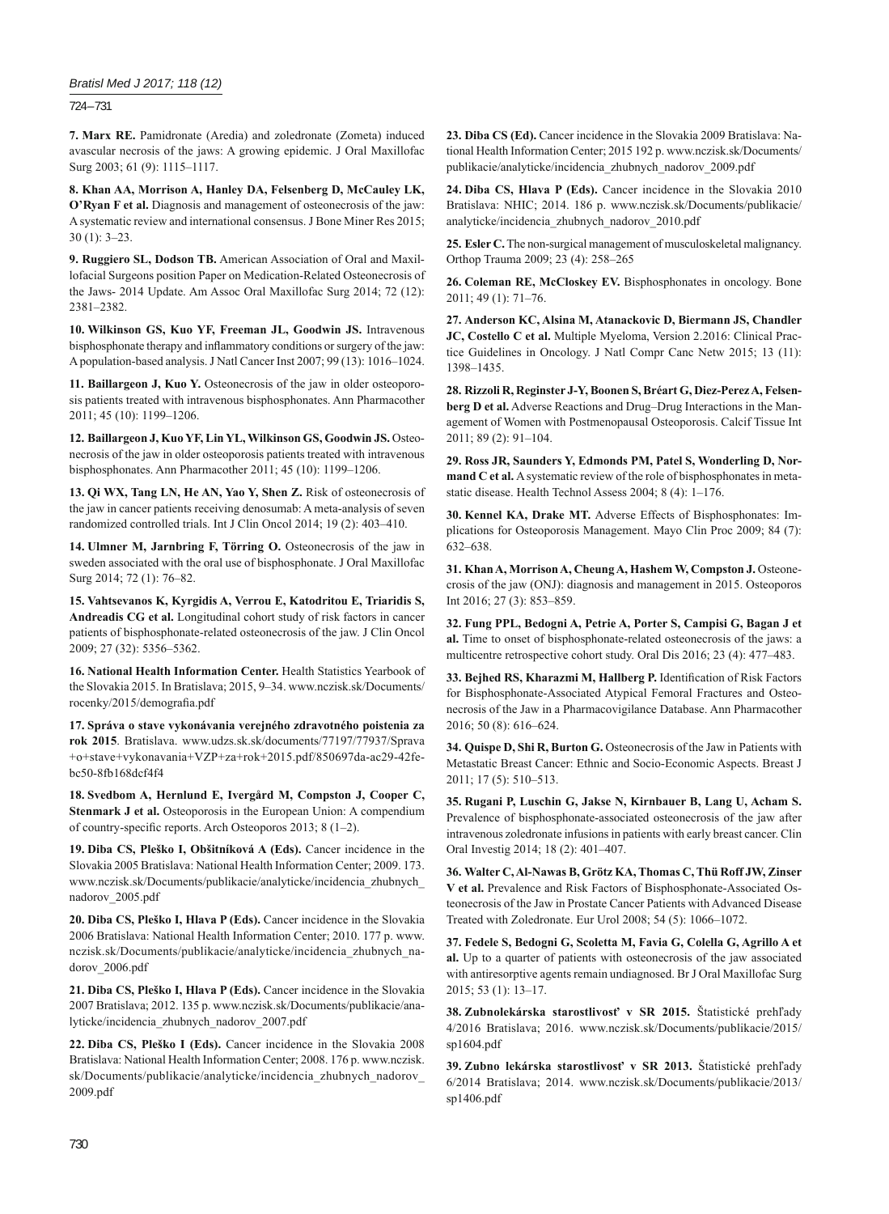**7. Marx RE.** Pamidronate (Aredia) and zoledronate (Zometa) induced avascular necrosis of the jaws: A growing epidemic. J Oral Maxillofac Surg 2003; 61 (9): 1115–1117.

**8. Khan AA, Morrison A, Hanley DA, Felsenberg D, McCauley LK, O'Ryan F et al.** Diagnosis and management of osteonecrosis of the jaw: A systematic review and international consensus. J Bone Miner Res 2015; 30 (1): 3–23.

**9. Ruggiero SL, Dodson TB.** American Association of Oral and Maxillofacial Surgeons position Paper on Medication-Related Osteonecrosis of the Jaws- 2014 Update. Am Assoc Oral Maxillofac Surg 2014; 72 (12): 2381–2382.

**10. Wilkinson GS, Kuo YF, Freeman JL, Goodwin JS.** Intravenous bisphosphonate therapy and inflammatory conditions or surgery of the jaw: A population-based analysis. J Natl Cancer Inst 2007; 99 (13): 1016–1024.

**11. Baillargeon J, Kuo Y.** Osteonecrosis of the jaw in older osteoporosis patients treated with intravenous bisphosphonates. Ann Pharmacother 2011; 45 (10): 1199–1206.

**12. Baillargeon J, Kuo YF, Lin YL, Wilkinson GS, Goodwin JS.** Osteonecrosis of the jaw in older osteoporosis patients treated with intravenous bisphosphonates. Ann Pharmacother 2011; 45 (10): 1199–1206.

**13. Qi WX, Tang LN, He AN, Yao Y, Shen Z.** Risk of osteonecrosis of the jaw in cancer patients receiving denosumab: A meta-analysis of seven randomized controlled trials. Int J Clin Oncol 2014; 19 (2): 403–410.

**14. Ulmner M, Jarnbring F, Törring O.** Osteonecrosis of the jaw in sweden associated with the oral use of bisphosphonate. J Oral Maxillofac Surg 2014; 72 (1): 76–82.

**15. Vahtsevanos K, Kyrgidis A, Verrou E, Katodritou E, Triaridis S, Andreadis CG et al.** Longitudinal cohort study of risk factors in cancer patients of bisphosphonate-related osteonecrosis of the jaw. J Clin Oncol 2009; 27 (32): 5356–5362.

**16. National Health Information Center.** Health Statistics Yearbook of the Slovakia 2015. In Bratislava; 2015, 9–34. www.nczisk.sk/Documents/rocenky/2015/demografia.pdf

**17. Správa o stave vykonávania verejného zdravotného poistenia za rok 2015**. Bratislava. www.udzs.sk.sk/documents/77197/77937/Sprava+o+stave+vykonavania+VZP+za+rok+2015.pdf/850697da-ac29-42fe-bc50-8fb168dcf4f4

**18. Svedbom A, Hernlund E, Ivergård M, Compston J, Cooper C, Stenmark J et al.** Osteoporosis in the European Union: A compendium of country-specific reports. Arch Osteoporos 2013; 8 (1–2).

**19. Diba CS, Pleško I, Obšitníková A (Eds).** Cancer incidence in the Slovakia 2005 Bratislava: National Health Information Center; 2009. 173. www.nczisk.sk/Documents/publikacie/analyticke/incidencia_zhubnych_nadorov_2005.pdf

**20. Diba CS, Pleško I, Hlava P (Eds).** Cancer incidence in the Slovakia 2006 Bratislava: National Health Information Center; 2010. 177 p. www.nczisk.sk/Documents/publikacie/analyticke/incidencia_zhubnych_nadorov_2006.pdf

**21. Diba CS, Pleško I, Hlava P (Eds).** Cancer incidence in the Slovakia 2007 Bratislava; 2012. 135 p. www.nczisk.sk/Documents/publikacie/analyticke/incidencia_zhubnych_nadorov_2007.pdf

**22. Diba CS, Pleško I (Eds).** Cancer incidence in the Slovakia 2008 Bratislava: National Health Information Center; 2008. 176 p. www.nczisk.sk/Documents/publikacie/analyticke/incidencia_zhubnych_nadorov_2009.pdf

**23. Diba CS (Ed).** Cancer incidence in the Slovakia 2009 Bratislava: National Health Information Center; 2015 192 p. www.nczisk.sk/Documents/publikacie/analyticke/incidencia_zhubnych_nadorov_2009.pdf

**24. Diba CS, Hlava P (Eds).** Cancer incidence in the Slovakia 2010 Bratislava: NHIC; 2014. 186 p. www.nczisk.sk/Documents/publikacie/analyticke/incidencia_zhubnych_nadorov_2010.pdf

**25. Esler C.** The non-surgical management of musculoskeletal malignancy. Orthop Trauma 2009; 23 (4): 258–265

**26. Coleman RE, McCloskey EV.** Bisphosphonates in oncology. Bone 2011; 49 (1): 71–76.

**27. Anderson KC, Alsina M, Atanackovic D, Biermann JS, Chandler JC, Costello C et al.** Multiple Myeloma, Version 2.2016: Clinical Practice Guidelines in Oncology. J Natl Compr Canc Netw 2015; 13 (11): 1398–1435.

**28. Rizzoli R, Reginster J-Y, Boonen S, Bréart G, Diez-Perez A, Felsenberg D et al.** Adverse Reactions and Drug–Drug Interactions in the Management of Women with Postmenopausal Osteoporosis. Calcif Tissue Int 2011; 89 (2): 91–104.

**29. Ross JR, Saunders Y, Edmonds PM, Patel S, Wonderling D, Normand C et al.** A systematic review of the role of bisphosphonates in metastatic disease. Health Technol Assess 2004; 8 (4): 1–176.

**30. Kennel KA, Drake MT.** Adverse Effects of Bisphosphonates: Implications for Osteoporosis Management. Mayo Clin Proc 2009; 84 (7): 632–638.

**31. Khan A, Morrison A, Cheung A, Hashem W, Compston J.** Osteonecrosis of the jaw (ONJ): diagnosis and management in 2015. Osteoporos Int 2016; 27 (3): 853–859.

**32. Fung PPL, Bedogni A, Petrie A, Porter S, Campisi G, Bagan J et al.** Time to onset of bisphosphonate-related osteonecrosis of the jaws: a multicentre retrospective cohort study. Oral Dis 2016; 23 (4): 477–483.

**33. Bejhed RS, Kharazmi M, Hallberg P.** Identification of Risk Factors for Bisphosphonate-Associated Atypical Femoral Fractures and Osteonecrosis of the Jaw in a Pharmacovigilance Database. Ann Pharmacother 2016; 50 (8): 616–624.

**34. Quispe D, Shi R, Burton G.** Osteonecrosis of the Jaw in Patients with Metastatic Breast Cancer: Ethnic and Socio-Economic Aspects. Breast J 2011; 17 (5): 510–513.

**35. Rugani P, Luschin G, Jakse N, Kirnbauer B, Lang U, Acham S.** Prevalence of bisphosphonate-associated osteonecrosis of the jaw after intravenous zoledronate infusions in patients with early breast cancer. Clin Oral Investig 2014; 18 (2): 401–407.

**36. Walter C, Al-Nawas B, Grötz KA, Thomas C, Thü Roff JW, Zinser V et al.** Prevalence and Risk Factors of Bisphosphonate-Associated Osteonecrosis of the Jaw in Prostate Cancer Patients with Advanced Disease Treated with Zoledronate. Eur Urol 2008; 54 (5): 1066–1072.

**37. Fedele S, Bedogni G, Scoletta M, Favia G, Colella G, Agrillo A et al.** Up to a quarter of patients with osteonecrosis of the jaw associated with antiresorptive agents remain undiagnosed. Br J Oral Maxillofac Surg 2015; 53 (1): 13–17.

**38. Zubnolekárska starostlivosť v SR 2015.** Štatistické prehľady 4/2016 Bratislava; 2016. www.nczisk.sk/Documents/publikacie/2015/sp1604.pdf

**39. Zubno lekárska starostlivosť v SR 2013.** Štatistické prehľady 6/2014 Bratislava; 2014. www.nczisk.sk/Documents/publikacie/2013/sp1406.pdf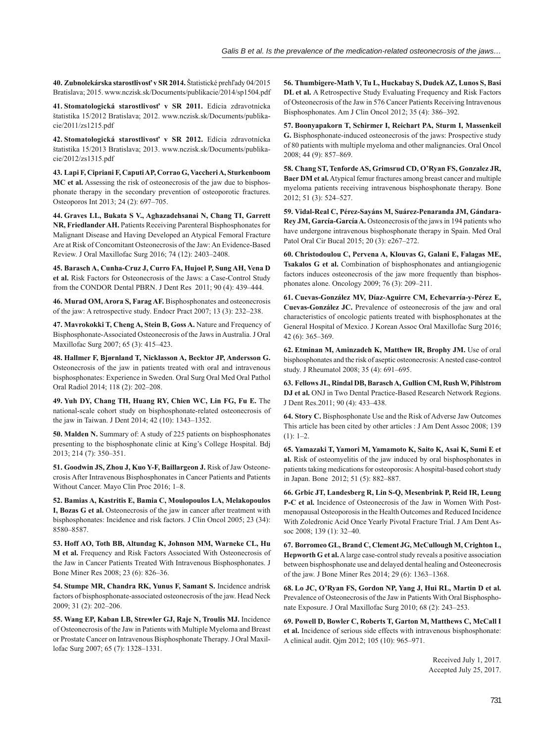**40. Zubnolekárska starostlivosť v SR 2014.** Štatistické prehľady 04/2015 Bratislava; 2015. www.nczisk.sk/Documents/publikacie/2014/sp1504.pdf

**41. Stomatologická starostlivosť v SR 2011.** Edícia zdravotnícka štatistika 15/2012 Bratislava; 2012. www.nczisk.sk/Documents/publikacie/2011/zs1215.pdf

**42. Stomatologická starostlivosť v SR 2012.** Edícia zdravotnícka štatistika 15/2013 Bratislava; 2013. www.nczisk.sk/Documents/publikacie/2012/zs1315.pdf

**43. Lapi F, Cipriani F, Caputi AP, Corrao G, Vaccheri A, Sturkenboom MC et al.** Assessing the risk of osteonecrosis of the jaw due to bisphosphonate therapy in the secondary prevention of osteoporotic fractures. Osteoporos Int 2013; 24 (2): 697–705.

**44. Graves LL, Bukata S V., Aghazadehsanai N, Chang TI, Garrett NR, Friedlander AH.** Patients Receiving Parenteral Bisphosphonates for Malignant Disease and Having Developed an Atypical Femoral Fracture Are at Risk of Concomitant Osteonecrosis of the Jaw: An Evidence-Based Review. J Oral Maxillofac Surg 2016; 74 (12): 2403–2408.

**45. Barasch A, Cunha-Cruz J, Curro FA, Hujoel P, Sung AH, Vena D et al.** Risk Factors for Osteonecrosis of the Jaws: a Case-Control Study from the CONDOR Dental PBRN. J Dent Res 2011; 90 (4): 439–444.

**46. Murad OM, Arora S, Farag AF.** Bisphosphonates and osteonecrosis of the jaw: A retrospective study. Endocr Pract 2007; 13 (3): 232–238.

**47. Mavrokokki T, Cheng A, Stein B, Goss A.** Nature and Frequency of Bisphosphonate-Associated Osteonecrosis of the Jaws in Australia. J Oral Maxillofac Surg 2007; 65 (3): 415–423.

**48. Hallmer F, Bjørnland T, Nicklasson A, Becktor JP, Andersson G.** Osteonecrosis of the jaw in patients treated with oral and intravenous bisphosphonates: Experience in Sweden. Oral Surg Oral Med Oral Pathol Oral Radiol 2014; 118 (2): 202–208.

**49. Yuh DY, Chang TH, Huang RY, Chien WC, Lin FG, Fu E.** The national-scale cohort study on bisphosphonate-related osteonecrosis of the jaw in Taiwan. J Dent 2014; 42 (10): 1343–1352.

**50. Malden N.** Summary of: A study of 225 patients on bisphosphonates presenting to the bisphosphonate clinic at King's College Hospital. Bdj 2013; 214 (7): 350–351.

**51. Goodwin JS, Zhou J, Kuo Y-F, Baillargeon J.** Risk of Jaw Osteonecrosis After Intravenous Bisphosphonates in Cancer Patients and Patients Without Cancer. Mayo Clin Proc 2016; 1–8.

**52. Bamias A, Kastritis E, Bamia C, Moulopoulos LA, Melakopoulos I, Bozas G et al.** Osteonecrosis of the jaw in cancer after treatment with bisphosphonates: Incidence and risk factors. J Clin Oncol 2005; 23 (34): 8580–8587.

**53. Hoff AO, Toth BB, Altundag K, Johnson MM, Warneke CL, Hu M et al.** Frequency and Risk Factors Associated With Osteonecrosis of the Jaw in Cancer Patients Treated With Intravenous Bisphosphonates. J Bone Miner Res 2008; 23 (6): 826–36.

**54. Stumpe MR, Chandra RK, Yunus F, Samant S.** Incidence andrisk factors of bisphosphonate-associated osteonecrosis of the jaw. Head Neck 2009; 31 (2): 202–206.

**55. Wang EP, Kaban LB, Strewler GJ, Raje N, Troulis MJ.** Incidence of Osteonecrosis of the Jaw in Patients with Multiple Myeloma and Breast or Prostate Cancer on Intravenous Bisphosphonate Therapy. J Oral Maxillofac Surg 2007; 65 (7): 1328–1331.

**56. Thumbigere-Math V, Tu L, Huckabay S, Dudek AZ, Lunos S, Basi DL et al.** A Retrospective Study Evaluating Frequency and Risk Factors of Osteonecrosis of the Jaw in 576 Cancer Patients Receiving Intravenous Bisphosphonates. Am J Clin Oncol 2012; 35 (4): 386–392.

**57. Boonyapakorn T, Schirmer I, Reichart PA, Sturm I, Massenkeil G.** Bisphosphonate-induced osteonecrosis of the jaws: Prospective study of 80 patients with multiple myeloma and other malignancies. Oral Oncol 2008; 44 (9): 857–869.

**58. Chang ST, Tenforde AS, Grimsrud CD, O'Ryan FS, Gonzalez JR, Baer DM et al.** Atypical femur fractures among breast cancer and multiple myeloma patients receiving intravenous bisphosphonate therapy. Bone 2012; 51 (3): 524–527.

**59. Vidal-Real C, Pérez-Sayáns M, Suárez-Penaranda JM, Gándara-Rey JM, García-García A.** Osteonecrosis of the jaws in 194 patients who have undergone intravenous bisphosphonate therapy in Spain. Med Oral Patol Oral Cir Bucal 2015; 20 (3): e267–272.

**60. Christodoulou C, Pervena A, Klouvas G, Galani E, Falagas ME, Tsakalos G et al.** Combination of bisphosphonates and antiangiogenic factors induces osteonecrosis of the jaw more frequently than bisphosphonates alone. Oncology 2009; 76 (3): 209–211.

**61. Cuevas-González MV, Díaz-Aguirre CM, Echevarría-y-Pérez E, Cuevas-González JC.** Prevalence of osteonecrosis of the jaw and oral characteristics of oncologic patients treated with bisphosphonates at the General Hospital of Mexico. J Korean Assoc Oral Maxillofac Surg 2016; 42 (6): 365–369.

**62. Etminan M, Aminzadeh K, Matthew IR, Brophy JM.** Use of oral bisphosphonates and the risk of aseptic osteonecrosis: A nested case-control study. J Rheumatol 2008; 35 (4): 691–695.

**63. Fellows JL, Rindal DB, Barasch A, Gullion CM, Rush W, Pihlstrom DJ et al.** ONJ in Two Dental Practice-Based Research Network Regions. J Dent Res.2011; 90 (4): 433–438.

**64. Story C.** Bisphosphonate Use and the Risk of Adverse Jaw Outcomes This article has been cited by other articles : J Am Dent Assoc 2008; 139 (1): 1–2.

**65. Yamazaki T, Yamori M, Yamamoto K, Saito K, Asai K, Sumi E et al.** Risk of osteomyelitis of the jaw induced by oral bisphosphonates in patients taking medications for osteoporosis: A hospital-based cohort study in Japan. Bone 2012; 51 (5): 882–887.

**66. Grbic JT, Landesberg R, Lin S-Q, Mesenbrink P, Reid IR, Leung P-C et al.** Incidence of Osteonecrosis of the Jaw in Women With Postmenopausal Osteoporosis in the Health Outcomes and Reduced Incidence With Zoledronic Acid Once Yearly Pivotal Fracture Trial. J Am Dent Assoc 2008; 139 (1): 32–40.

**67. Borromeo GL, Brand C, Clement JG, McCullough M, Crighton L, Hepworth G et al.** A large case-control study reveals a positive association between bisphosphonate use and delayed dental healing and Osteonecrosis of the jaw. J Bone Miner Res 2014; 29 (6): 1363–1368.

**68. Lo JC, O'Ryan FS, Gordon NP, Yang J, Hui RL, Martin D et al.** Prevalence of Osteonecrosis of the Jaw in Patients With Oral Bisphosphonate Exposure. J Oral Maxillofac Surg 2010; 68 (2): 243–253.

**69. Powell D, Bowler C, Roberts T, Garton M, Matthews C, McCall I et al.** Incidence of serious side effects with intravenous bisphosphonate: A clinical audit. Qjm 2012; 105 (10): 965–971.

Received July 1, 2017.
Accepted July 25, 2017.